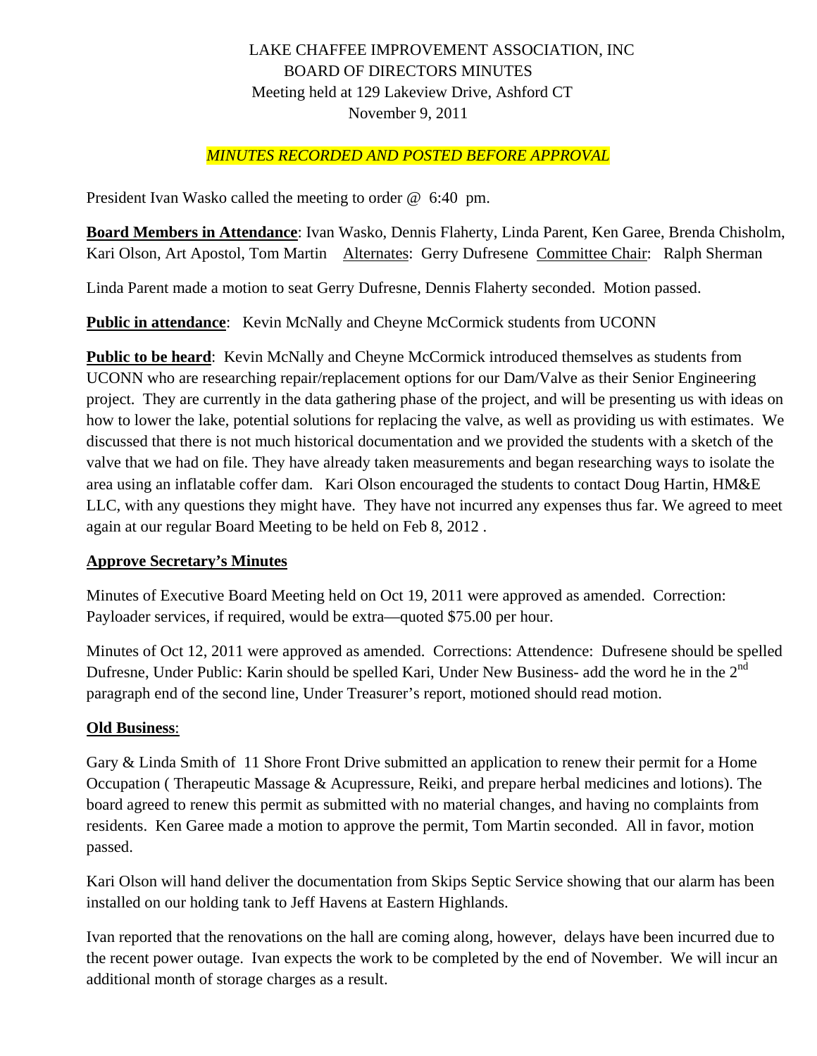# LAKE CHAFFEE IMPROVEMENT ASSOCIATION, INC
## BOARD OF DIRECTORS MINUTES
Meeting held at 129 Lakeview Drive, Ashford CT
November 9, 2011

*MINUTES RECORDED AND POSTED BEFORE APPROVAL*

President Ivan Wasko called the meeting to order @ 6:40 pm.

**Board Members in Attendance**: Ivan Wasko, Dennis Flaherty, Linda Parent, Ken Garee, Brenda Chisholm, Kari Olson, Art Apostol, Tom Martin Alternates: Gerry Dufresene Committee Chair: Ralph Sherman

Linda Parent made a motion to seat Gerry Dufresne, Dennis Flaherty seconded. Motion passed.

**Public in attendance**: Kevin McNally and Cheyne McCormick students from UCONN

**Public to be heard**: Kevin McNally and Cheyne McCormick introduced themselves as students from UCONN who are researching repair/replacement options for our Dam/Valve as their Senior Engineering project. They are currently in the data gathering phase of the project, and will be presenting us with ideas on how to lower the lake, potential solutions for replacing the valve, as well as providing us with estimates. We discussed that there is not much historical documentation and we provided the students with a sketch of the valve that we had on file. They have already taken measurements and began researching ways to isolate the area using an inflatable coffer dam. Kari Olson encouraged the students to contact Doug Hartin, HM&E LLC, with any questions they might have. They have not incurred any expenses thus far. We agreed to meet again at our regular Board Meeting to be held on Feb 8, 2012 .

**Approve Secretary's Minutes**

Minutes of Executive Board Meeting held on Oct 19, 2011 were approved as amended. Correction: Payloader services, if required, would be extra—quoted $75.00 per hour.

Minutes of Oct 12, 2011 were approved as amended. Corrections: Attendence: Dufresene should be spelled Dufresne, Under Public: Karin should be spelled Kari, Under New Business- add the word he in the 2nd paragraph end of the second line, Under Treasurer's report, motioned should read motion.

**Old Business**:

Gary & Linda Smith of 11 Shore Front Drive submitted an application to renew their permit for a Home Occupation ( Therapeutic Massage & Acupressure, Reiki, and prepare herbal medicines and lotions). The board agreed to renew this permit as submitted with no material changes, and having no complaints from residents. Ken Garee made a motion to approve the permit, Tom Martin seconded. All in favor, motion passed.

Kari Olson will hand deliver the documentation from Skips Septic Service showing that our alarm has been installed on our holding tank to Jeff Havens at Eastern Highlands.

Ivan reported that the renovations on the hall are coming along, however, delays have been incurred due to the recent power outage. Ivan expects the work to be completed by the end of November. We will incur an additional month of storage charges as a result.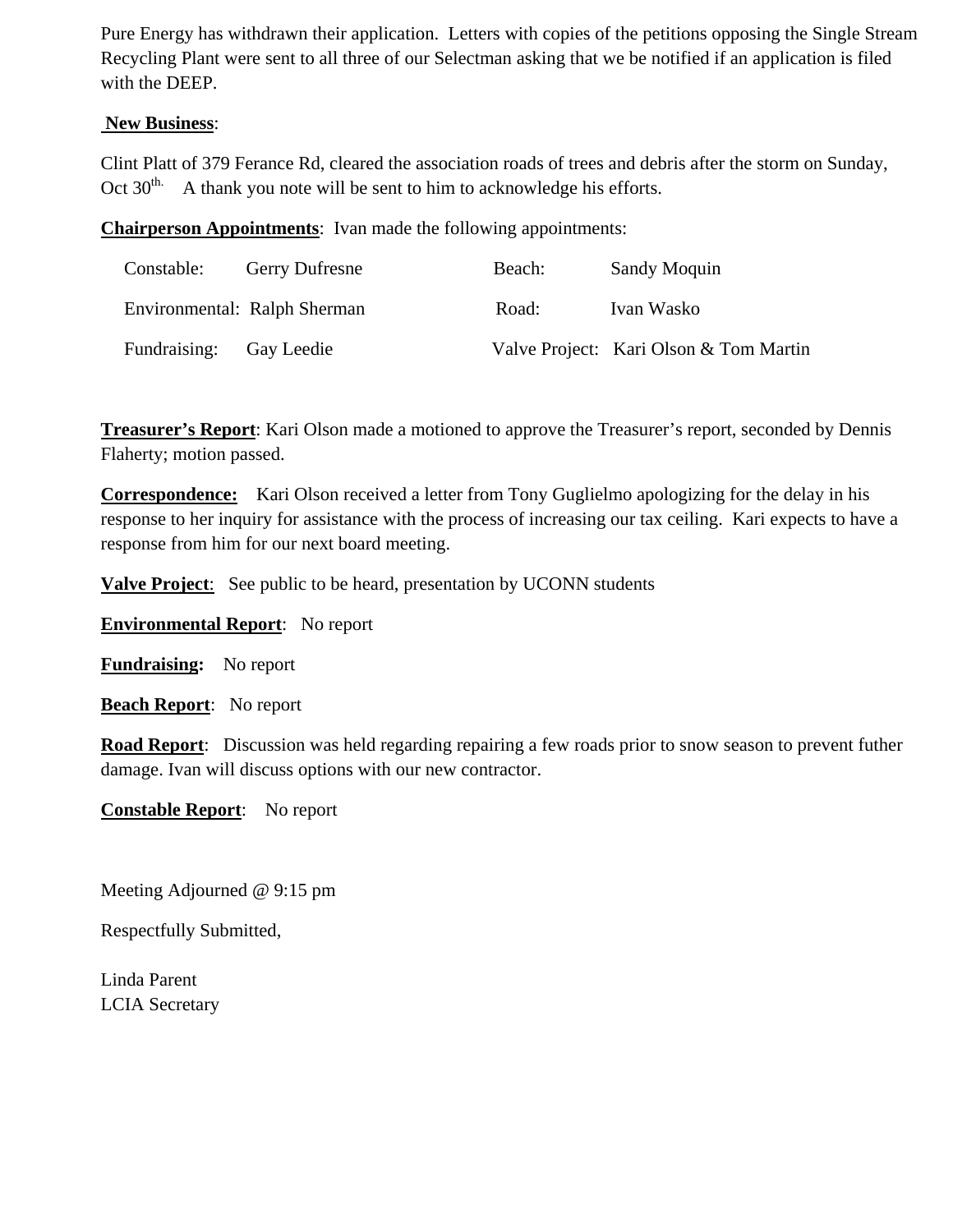Pure Energy has withdrawn their application. Letters with copies of the petitions opposing the Single Stream Recycling Plant were sent to all three of our Selectman asking that we be notified if an application is filed with the DEEP.

**New Business**:

Clint Platt of 379 Ferance Rd, cleared the association roads of trees and debris after the storm on Sunday, Oct 30th. A thank you note will be sent to him to acknowledge his efforts.

**Chairperson Appointments**: Ivan made the following appointments:

| | | | |
|---|---|---|---|
| Constable: | Gerry Dufresne | Beach: | Sandy Moquin |
| Environmental: | Ralph Sherman | Road: | Ivan Wasko |
| Fundraising: | Gay Leedie | Valve Project: | Kari Olson & Tom Martin |

**Treasurer's Report**: Kari Olson made a motioned to approve the Treasurer's report, seconded by Dennis Flaherty; motion passed.

**Correspondence:** Kari Olson received a letter from Tony Guglielmo apologizing for the delay in his response to her inquiry for assistance with the process of increasing our tax ceiling. Kari expects to have a response from him for our next board meeting.

**Valve Project**: See public to be heard, presentation by UCONN students

**Environmental Report**: No report

**Fundraising:** No report

**Beach Report**: No report

**Road Report**: Discussion was held regarding repairing a few roads prior to snow season to prevent futher damage. Ivan will discuss options with our new contractor.

**Constable Report**: No report

Meeting Adjourned @ 9:15 pm

Respectfully Submitted,

Linda Parent
LCIA Secretary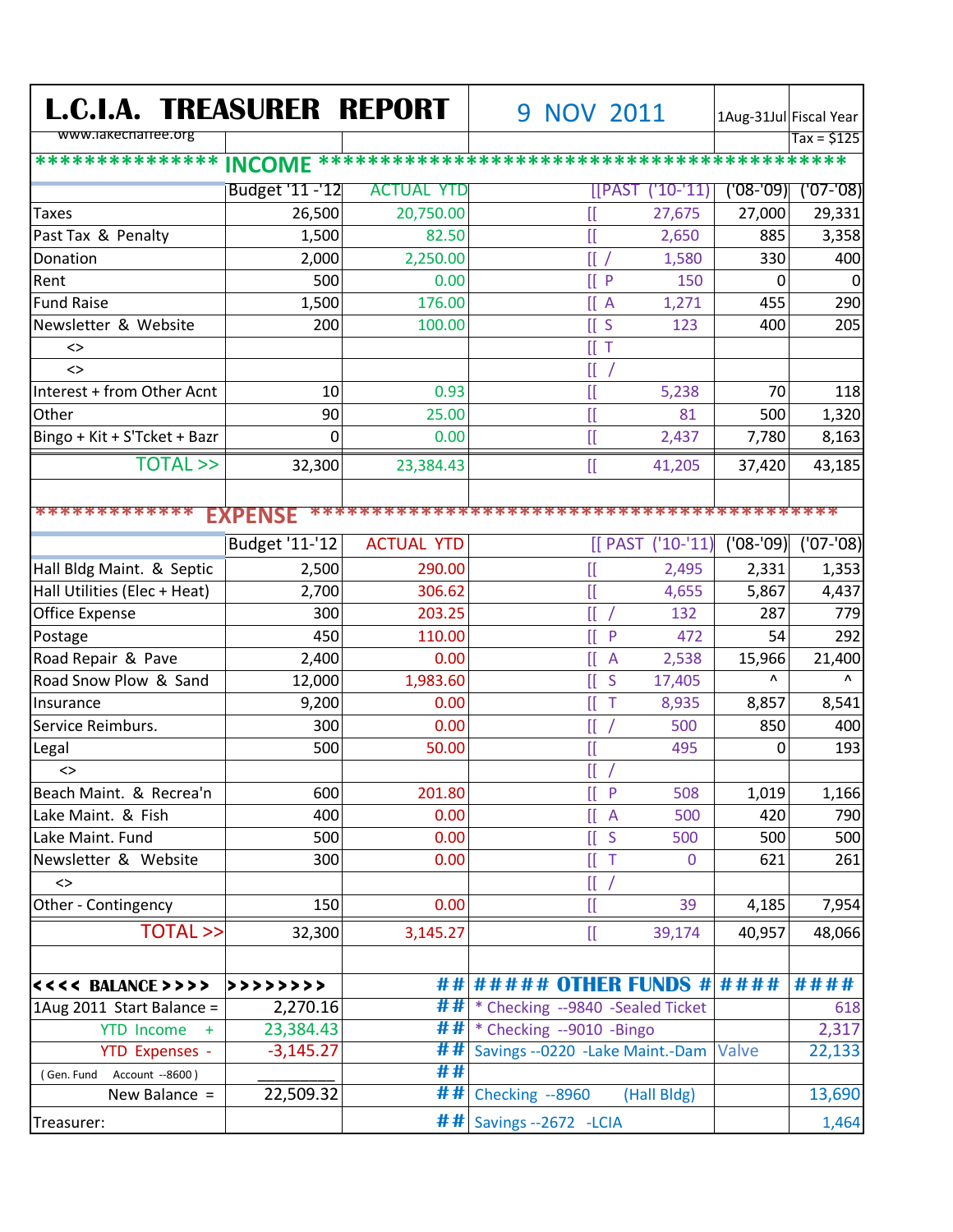# L.C.I.A. TREASURER REPORT

www.lakechaffee.org

**9 NOV 2011**

1Aug-31Jul Fiscal Year

Tax = $125

## INCOME

| | Budget '11 -'12 | ACTUAL YTD | [[PAST ('10-'11) | ('08-'09) | ('07-'08) |
|---|---|---|---|---|---|
| Taxes | 26,500 | 20,750.00 | [[ 27,675 | 27,000 | 29,331 |
| Past Tax & Penalty | 1,500 | 82.50 | [[ 2,650 | 885 | 3,358 |
| Donation | 2,000 | 2,250.00 | [[ / 1,580 | 330 | 400 |
| Rent | 500 | 0.00 | [[ P 150 | 0 | 0 |
| Fund Raise | 1,500 | 176.00 | [[ A 1,271 | 455 | 290 |
| Newsletter & Website | 200 | 100.00 | [[ S 123 | 400 | 205 |
| <> | | | [[ T | | |
| <> | | | [[ / | | |
| Interest + from Other Acnt | 10 | 0.93 | [[ 5,238 | 70 | 118 |
| Other | 90 | 25.00 | [[ 81 | 500 | 1,320 |
| Bingo + Kit + S'Tcket + Bazr | 0 | 0.00 | [[ 2,437 | 7,780 | 8,163 |
| TOTAL >> | 32,300 | 23,384.43 | [[ 41,205 | 37,420 | 43,185 |

## EXPENSE

| | Budget '11-'12 | ACTUAL YTD | [[ PAST ('10-'11) | ('08-'09) | ('07-'08) |
|---|---|---|---|---|---|
| Hall Bldg Maint. & Septic | 2,500 | 290.00 | [[ 2,495 | 2,331 | 1,353 |
| Hall Utilities (Elec + Heat) | 2,700 | 306.62 | [[ 4,655 | 5,867 | 4,437 |
| Office Expense | 300 | 203.25 | [[ / 132 | 287 | 779 |
| Postage | 450 | 110.00 | [[ P 472 | 54 | 292 |
| Road Repair & Pave | 2,400 | 0.00 | [[ A 2,538 | 15,966 | 21,400 |
| Road Snow Plow & Sand | 12,000 | 1,983.60 | [[ S 17,405 | ^ | ^ |
| Insurance | 9,200 | 0.00 | [[ T 8,935 | 8,857 | 8,541 |
| Service Reimburs. | 300 | 0.00 | [[ / 500 | 850 | 400 |
| Legal | 500 | 50.00 | [[ 495 | 0 | 193 |
| <> | | | [[ / | | |
| Beach Maint. & Recrea'n | 600 | 201.80 | [[ P 508 | 1,019 | 1,166 |
| Lake Maint. & Fish | 400 | 0.00 | [[ A 500 | 420 | 790 |
| Lake Maint. Fund | 500 | 0.00 | [[ S 500 | 500 | 500 |
| Newsletter & Website | 300 | 0.00 | [[ T 0 | 621 | 261 |
| <> | | | [[ / | | |
| Other - Contingency | 150 | 0.00 | [[ 39 | 4,185 | 7,954 |
| TOTAL >> | 32,300 | 3,145.27 | [[ 39,174 | 40,957 | 48,066 |

| <<<< BALANCE >>>> | >>>>>>>> | ## | ##### OTHER FUNDS # | #### | #### |
|---|---|---|---|---|---|
| 1Aug 2011 Start Balance = | 2,270.16 | ## | * Checking --9840 -Sealed Ticket | | 618 |
| YTD Income + | 23,384.43 | ## | * Checking --9010 -Bingo | | 2,317 |
| YTD Expenses - | -3,145.27 | ## | Savings --0220 -Lake Maint.-Dam | Valve | 22,133 |
| ( Gen. Fund Account --8600 ) | _________ | ## | | | |
| New Balance = | 22,509.32 | ## | Checking --8960 (Hall Bldg) | | 13,690 |
| Treasurer: | | ## | Savings --2672 -LCIA | | 1,464 |